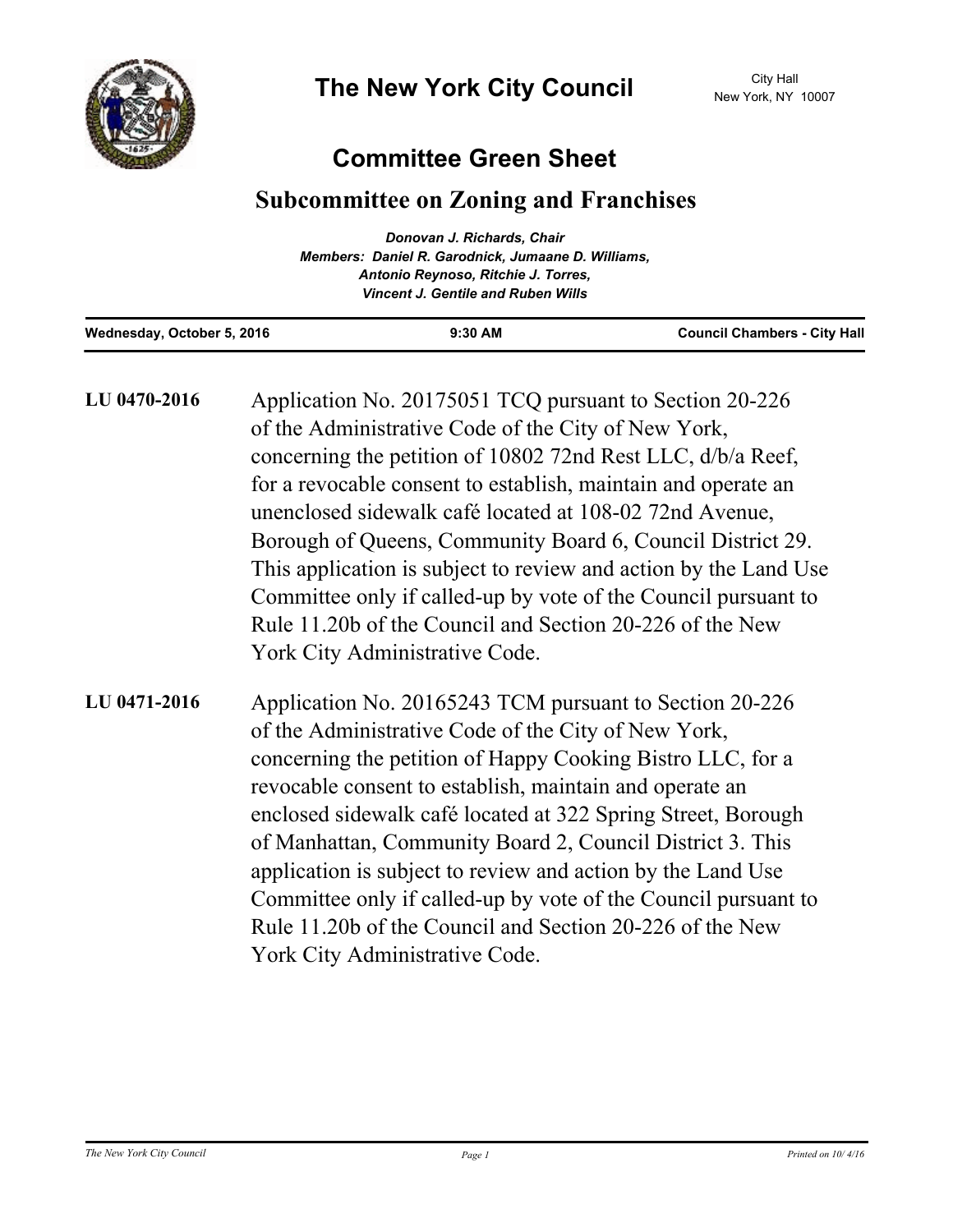# The New York City Council

City Hall
New York, NY 10007

## Committee Green Sheet

### Subcommittee on Zoning and Franchises

*Donovan J. Richards, Chair*
*Members: Daniel R. Garodnick, Jumaane D. Williams, Antonio Reynoso, Ritchie J. Torres, Vincent J. Gentile and Ruben Wills*

| Wednesday, October 5, 2016 | 9:30 AM | Council Chambers - City Hall |
|---|---|---|

**LU 0470-2016** Application No. 20175051 TCQ pursuant to Section 20-226 of the Administrative Code of the City of New York, concerning the petition of 10802 72nd Rest LLC, d/b/a Reef, for a revocable consent to establish, maintain and operate an unenclosed sidewalk café located at 108-02 72nd Avenue, Borough of Queens, Community Board 6, Council District 29. This application is subject to review and action by the Land Use Committee only if called-up by vote of the Council pursuant to Rule 11.20b of the Council and Section 20-226 of the New York City Administrative Code.

**LU 0471-2016** Application No. 20165243 TCM pursuant to Section 20-226 of the Administrative Code of the City of New York, concerning the petition of Happy Cooking Bistro LLC, for a revocable consent to establish, maintain and operate an enclosed sidewalk café located at 322 Spring Street, Borough of Manhattan, Community Board 2, Council District 3. This application is subject to review and action by the Land Use Committee only if called-up by vote of the Council pursuant to Rule 11.20b of the Council and Section 20-226 of the New York City Administrative Code.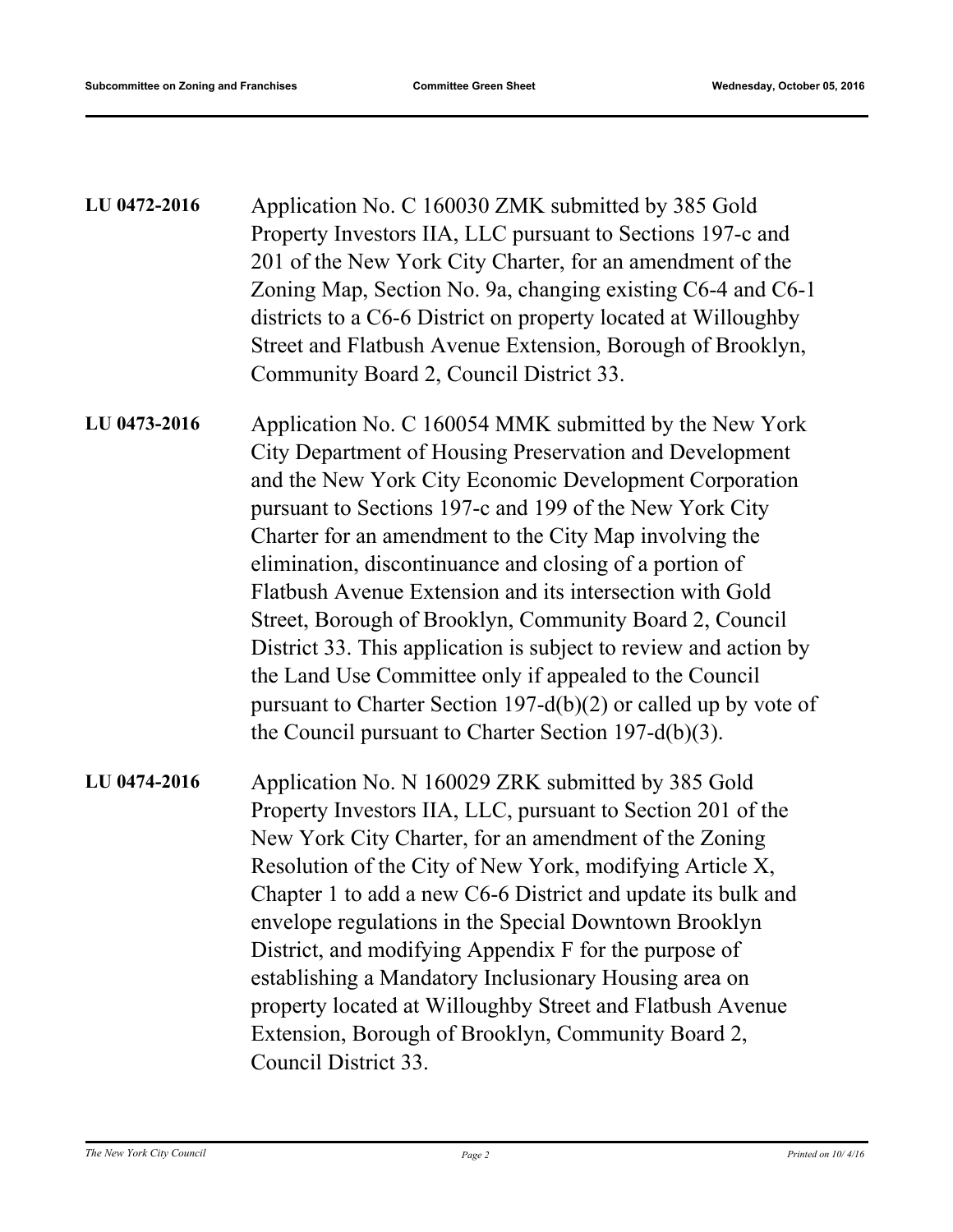**LU 0472-2016** Application No. C 160030 ZMK submitted by 385 Gold Property Investors IIA, LLC pursuant to Sections 197-c and 201 of the New York City Charter, for an amendment of the Zoning Map, Section No. 9a, changing existing C6-4 and C6-1 districts to a C6-6 District on property located at Willoughby Street and Flatbush Avenue Extension, Borough of Brooklyn, Community Board 2, Council District 33.

**LU 0473-2016** Application No. C 160054 MMK submitted by the New York City Department of Housing Preservation and Development and the New York City Economic Development Corporation pursuant to Sections 197-c and 199 of the New York City Charter for an amendment to the City Map involving the elimination, discontinuance and closing of a portion of Flatbush Avenue Extension and its intersection with Gold Street, Borough of Brooklyn, Community Board 2, Council District 33. This application is subject to review and action by the Land Use Committee only if appealed to the Council pursuant to Charter Section 197-d(b)(2) or called up by vote of the Council pursuant to Charter Section 197-d(b)(3).

**LU 0474-2016** Application No. N 160029 ZRK submitted by 385 Gold Property Investors IIA, LLC, pursuant to Section 201 of the New York City Charter, for an amendment of the Zoning Resolution of the City of New York, modifying Article X, Chapter 1 to add a new C6-6 District and update its bulk and envelope regulations in the Special Downtown Brooklyn District, and modifying Appendix F for the purpose of establishing a Mandatory Inclusionary Housing area on property located at Willoughby Street and Flatbush Avenue Extension, Borough of Brooklyn, Community Board 2, Council District 33.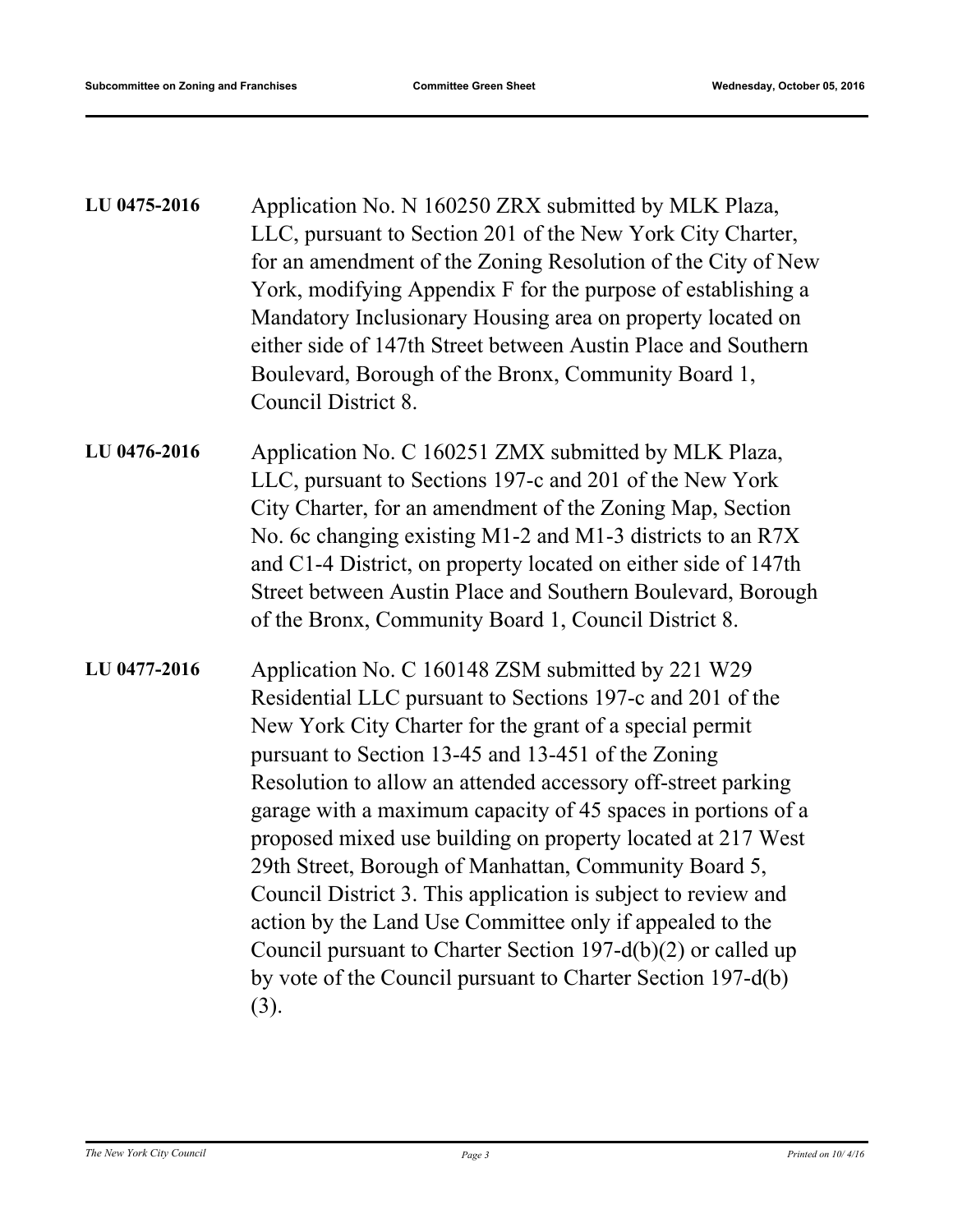**LU 0475-2016** Application No. N 160250 ZRX submitted by MLK Plaza, LLC, pursuant to Section 201 of the New York City Charter, for an amendment of the Zoning Resolution of the City of New York, modifying Appendix F for the purpose of establishing a Mandatory Inclusionary Housing area on property located on either side of 147th Street between Austin Place and Southern Boulevard, Borough of the Bronx, Community Board 1, Council District 8.

**LU 0476-2016** Application No. C 160251 ZMX submitted by MLK Plaza, LLC, pursuant to Sections 197-c and 201 of the New York City Charter, for an amendment of the Zoning Map, Section No. 6c changing existing M1-2 and M1-3 districts to an R7X and C1-4 District, on property located on either side of 147th Street between Austin Place and Southern Boulevard, Borough of the Bronx, Community Board 1, Council District 8.

**LU 0477-2016** Application No. C 160148 ZSM submitted by 221 W29 Residential LLC pursuant to Sections 197-c and 201 of the New York City Charter for the grant of a special permit pursuant to Section 13-45 and 13-451 of the Zoning Resolution to allow an attended accessory off-street parking garage with a maximum capacity of 45 spaces in portions of a proposed mixed use building on property located at 217 West 29th Street, Borough of Manhattan, Community Board 5, Council District 3. This application is subject to review and action by the Land Use Committee only if appealed to the Council pursuant to Charter Section 197-d(b)(2) or called up by vote of the Council pursuant to Charter Section 197-d(b)(3).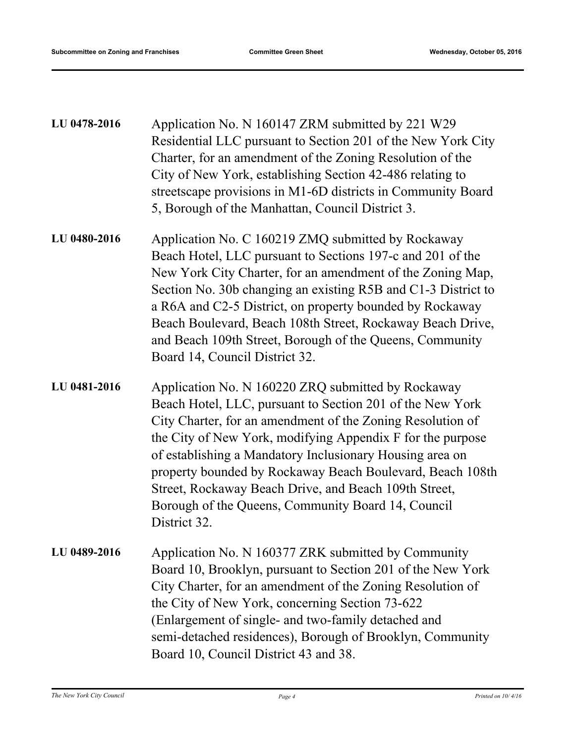**LU 0478-2016** Application No. N 160147 ZRM submitted by 221 W29 Residential LLC pursuant to Section 201 of the New York City Charter, for an amendment of the Zoning Resolution of the City of New York, establishing Section 42-486 relating to streetscape provisions in M1-6D districts in Community Board 5, Borough of the Manhattan, Council District 3.

**LU 0480-2016** Application No. C 160219 ZMQ submitted by Rockaway Beach Hotel, LLC pursuant to Sections 197-c and 201 of the New York City Charter, for an amendment of the Zoning Map, Section No. 30b changing an existing R5B and C1-3 District to a R6A and C2-5 District, on property bounded by Rockaway Beach Boulevard, Beach 108th Street, Rockaway Beach Drive, and Beach 109th Street, Borough of the Queens, Community Board 14, Council District 32.

**LU 0481-2016** Application No. N 160220 ZRQ submitted by Rockaway Beach Hotel, LLC, pursuant to Section 201 of the New York City Charter, for an amendment of the Zoning Resolution of the City of New York, modifying Appendix F for the purpose of establishing a Mandatory Inclusionary Housing area on property bounded by Rockaway Beach Boulevard, Beach 108th Street, Rockaway Beach Drive, and Beach 109th Street, Borough of the Queens, Community Board 14, Council District 32.

**LU 0489-2016** Application No. N 160377 ZRK submitted by Community Board 10, Brooklyn, pursuant to Section 201 of the New York City Charter, for an amendment of the Zoning Resolution of the City of New York, concerning Section 73-622 (Enlargement of single- and two-family detached and semi-detached residences), Borough of Brooklyn, Community Board 10, Council District 43 and 38.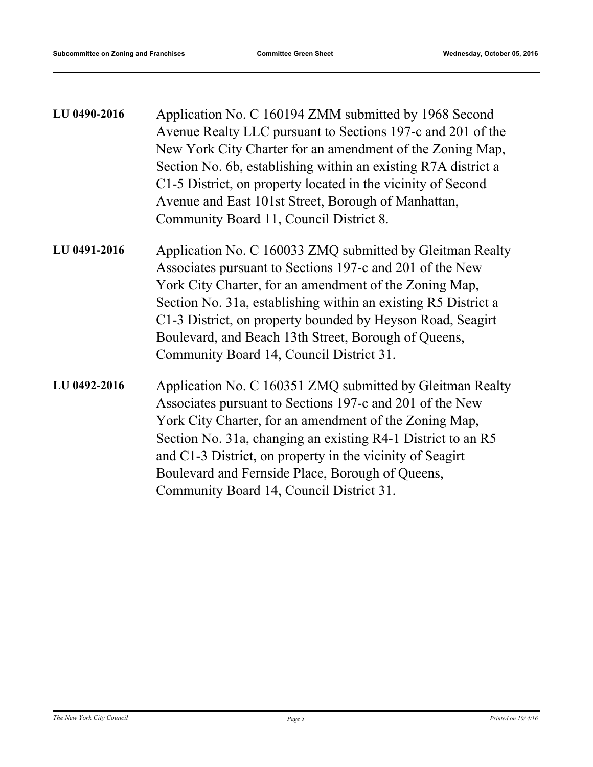**LU 0490-2016** Application No. C 160194 ZMM submitted by 1968 Second Avenue Realty LLC pursuant to Sections 197-c and 201 of the New York City Charter for an amendment of the Zoning Map, Section No. 6b, establishing within an existing R7A district a C1-5 District, on property located in the vicinity of Second Avenue and East 101st Street, Borough of Manhattan, Community Board 11, Council District 8.

**LU 0491-2016** Application No. C 160033 ZMQ submitted by Gleitman Realty Associates pursuant to Sections 197-c and 201 of the New York City Charter, for an amendment of the Zoning Map, Section No. 31a, establishing within an existing R5 District a C1-3 District, on property bounded by Heyson Road, Seagirt Boulevard, and Beach 13th Street, Borough of Queens, Community Board 14, Council District 31.

**LU 0492-2016** Application No. C 160351 ZMQ submitted by Gleitman Realty Associates pursuant to Sections 197-c and 201 of the New York City Charter, for an amendment of the Zoning Map, Section No. 31a, changing an existing R4-1 District to an R5 and C1-3 District, on property in the vicinity of Seagirt Boulevard and Fernside Place, Borough of Queens, Community Board 14, Council District 31.